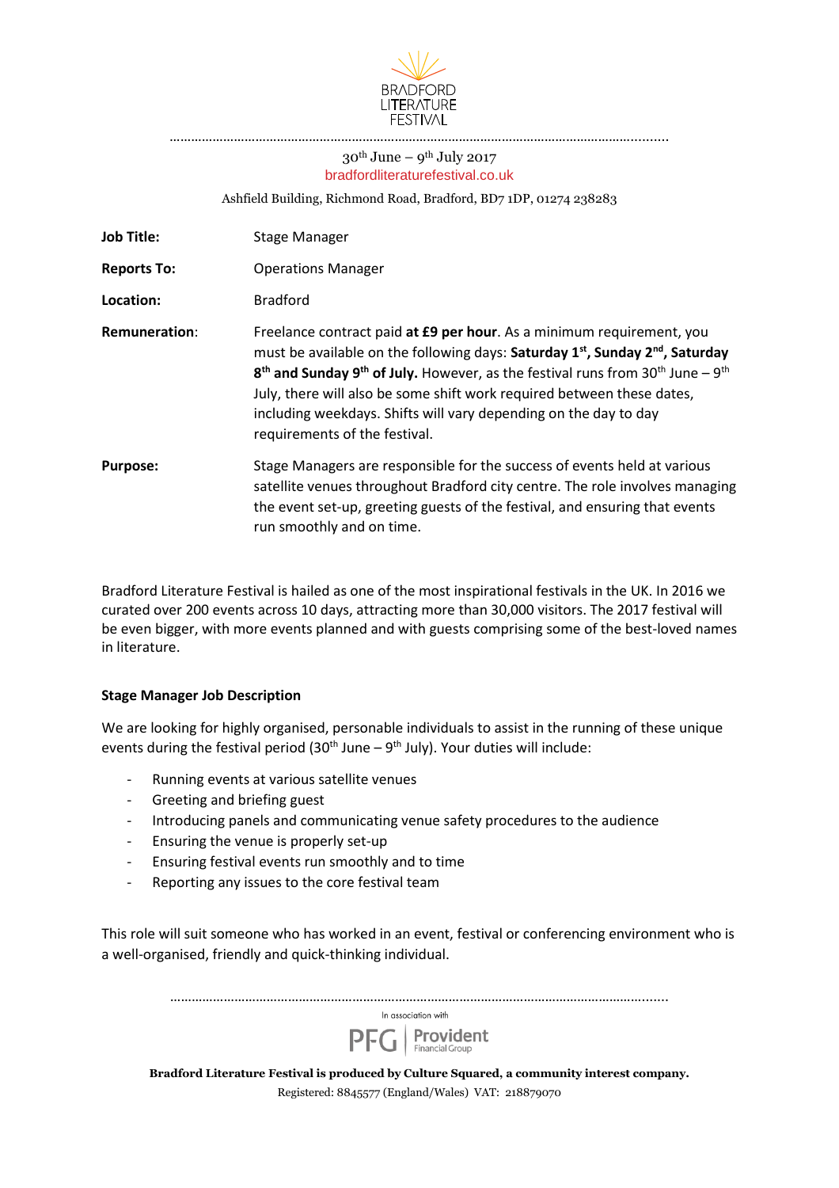BRADFORD LITERATURE FESTIVAL

30th June – 9th July 2017
bradfordliteraturefestival.co.uk

Ashfield Building, Richmond Road, Bradford, BD7 1DP, 01274 238283

| | |
|---|---|
| **Job Title:** | Stage Manager |
| **Reports To:** | Operations Manager |
| **Location:** | Bradford |
| **Remuneration:** | Freelance contract paid **at £9 per hour**. As a minimum requirement, you must be available on the following days: **Saturday 1st, Sunday 2nd, Saturday 8th and Sunday 9th of July.** However, as the festival runs from 30th June – 9th July, there will also be some shift work required between these dates, including weekdays. Shifts will vary depending on the day to day requirements of the festival. |
| **Purpose:** | Stage Managers are responsible for the success of events held at various satellite venues throughout Bradford city centre. The role involves managing the event set-up, greeting guests of the festival, and ensuring that events run smoothly and on time. |

Bradford Literature Festival is hailed as one of the most inspirational festivals in the UK. In 2016 we curated over 200 events across 10 days, attracting more than 30,000 visitors. The 2017 festival will be even bigger, with more events planned and with guests comprising some of the best-loved names in literature.

**Stage Manager Job Description**

We are looking for highly organised, personable individuals to assist in the running of these unique events during the festival period (30th June – 9th July). Your duties will include:

- Running events at various satellite venues
- Greeting and briefing guest
- Introducing panels and communicating venue safety procedures to the audience
- Ensuring the venue is properly set-up
- Ensuring festival events run smoothly and to time
- Reporting any issues to the core festival team

This role will suit someone who has worked in an event, festival or conferencing environment who is a well-organised, friendly and quick-thinking individual.

In association with PFG | Provident Financial Group

**Bradford Literature Festival is produced by Culture Squared, a community interest company.**

Registered: 8845577 (England/Wales) VAT: 218879070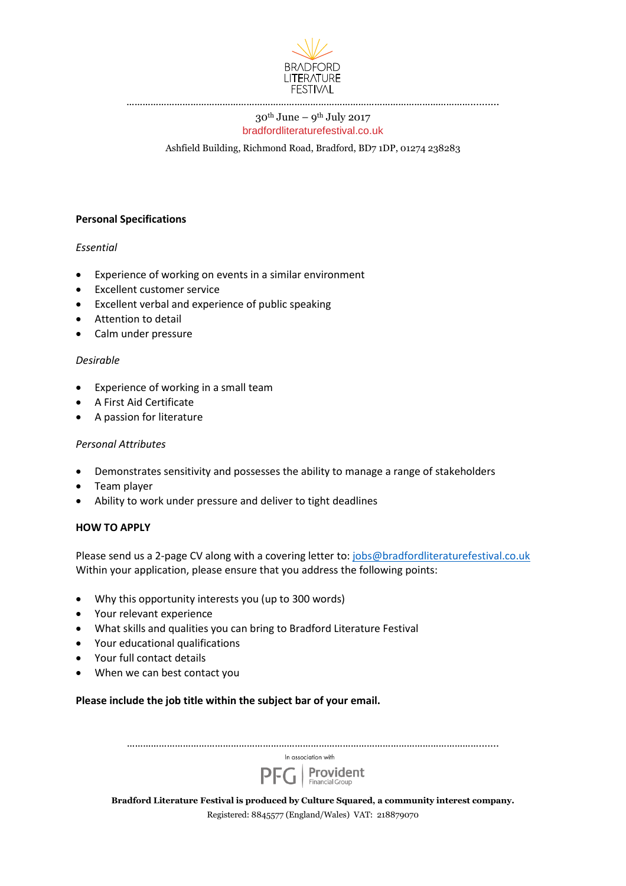BRADFORD LITERATURE FESTIVAL

30th June – 9th July 2017
bradfordliteraturefestival.co.uk

Ashfield Building, Richmond Road, Bradford, BD7 1DP, 01274 238283

**Personal Specifications**

*Essential*

- Experience of working on events in a similar environment
- Excellent customer service
- Excellent verbal and experience of public speaking
- Attention to detail
- Calm under pressure

*Desirable*

- Experience of working in a small team
- A First Aid Certificate
- A passion for literature

*Personal Attributes*

- Demonstrates sensitivity and possesses the ability to manage a range of stakeholders
- Team player
- Ability to work under pressure and deliver to tight deadlines

**HOW TO APPLY**

Please send us a 2-page CV along with a covering letter to: jobs@bradfordliteraturefestival.co.uk
Within your application, please ensure that you address the following points:

- Why this opportunity interests you (up to 300 words)
- Your relevant experience
- What skills and qualities you can bring to Bradford Literature Festival
- Your educational qualifications
- Your full contact details
- When we can best contact you

**Please include the job title within the subject bar of your email.**

In association with PFG | Provident Financial Group

**Bradford Literature Festival is produced by Culture Squared, a community interest company.**

Registered: 8845577 (England/Wales) VAT: 218879070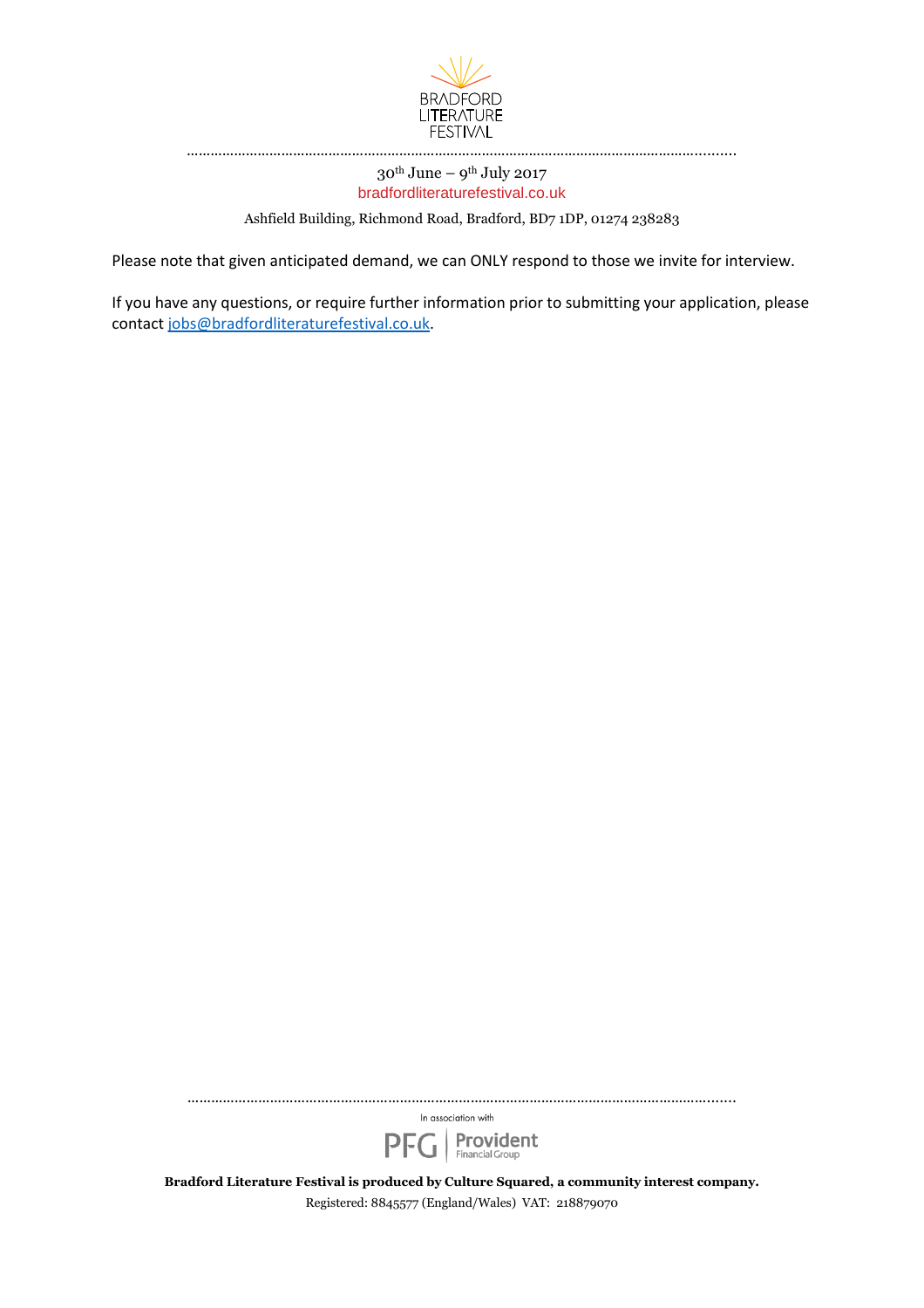Please note that given anticipated demand, we can ONLY respond to those we invite for interview.

If you have any questions, or require further information prior to submitting your application, please contact jobs@bradfordliteraturefestival.co.uk.